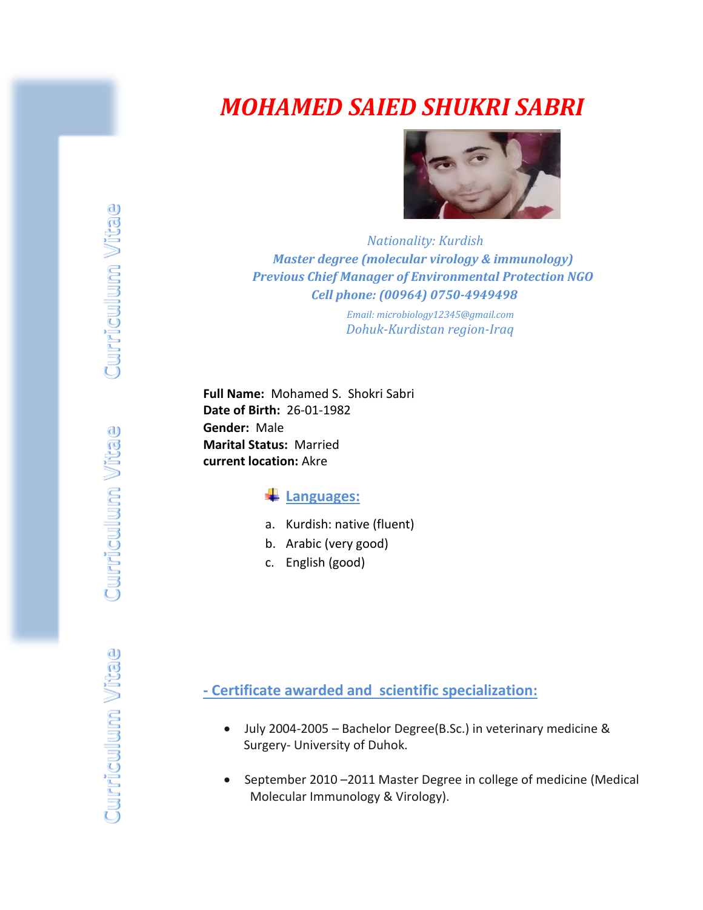# *MOHAMED SAIED SHUKRI SABRI*

*Nationality: Kurdish*
***Master degree (molecular virology & immunology)***
***Previous Chief Manager of Environmental Protection NGO***
***Cell phone: (00964) 0750-4949498***
*Email: microbiology12345@gmail.com*
*Dohuk-Kurdistan region-Iraq*

**Full Name:** Mohamed S. Shokri Sabri
**Date of Birth:** 26-01-1982
**Gender:** Male
**Marital Status:** Married
**current location:** Akre

## Languages:

a. Kurdish: native (fluent)
b. Arabic (very good)
c. English (good)

## - Certificate awarded and scientific specialization:

- July 2004-2005 – Bachelor Degree(B.Sc.) in veterinary medicine & Surgery- University of Duhok.
- September 2010 –2011 Master Degree in college of medicine (Medical Molecular Immunology & Virology).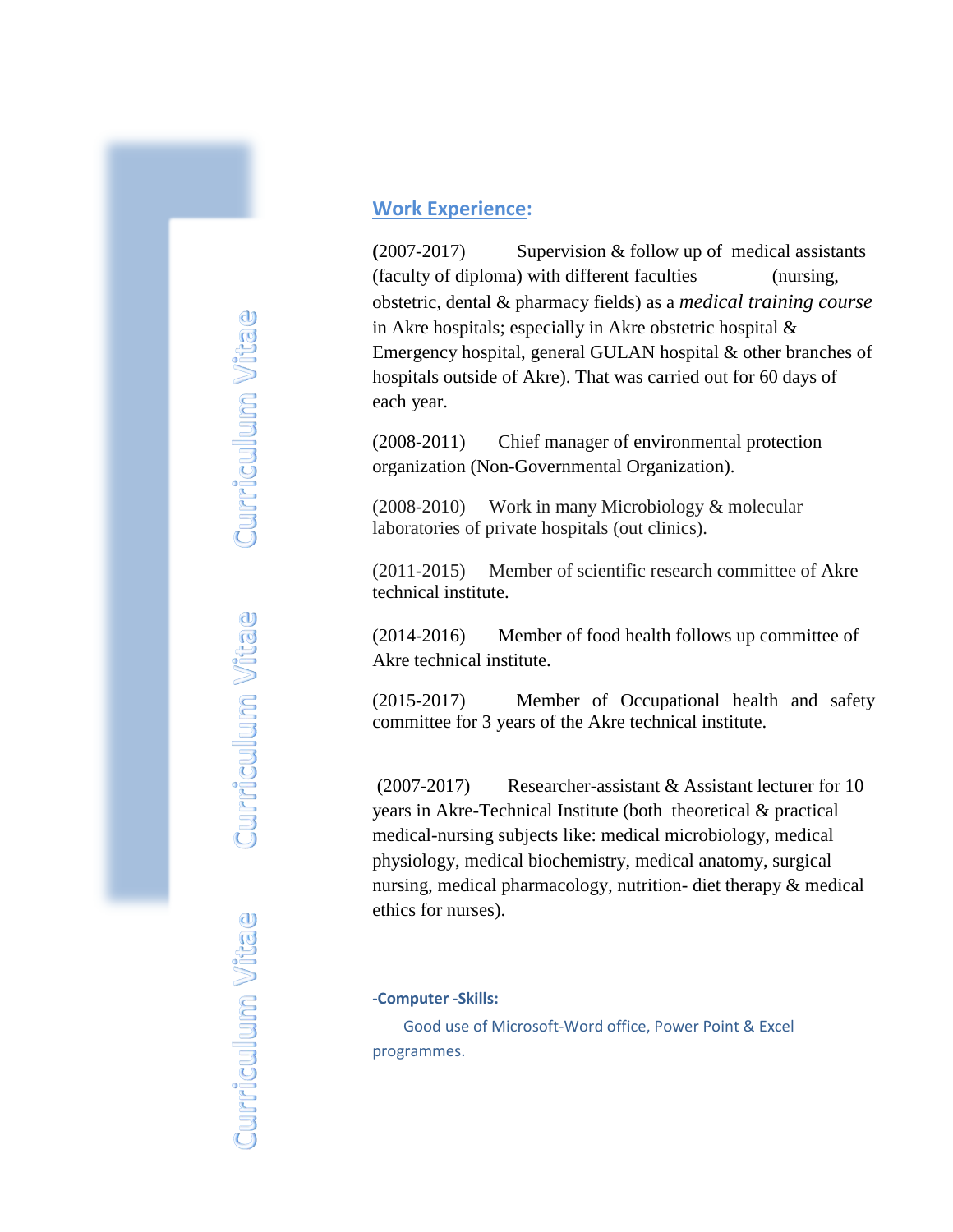## Work Experience:

(2007-2017) Supervision & follow up of medical assistants (faculty of diploma) with different faculties (nursing, obstetric, dental & pharmacy fields) as a *medical training course* in Akre hospitals; especially in Akre obstetric hospital & Emergency hospital, general GULAN hospital & other branches of hospitals outside of Akre). That was carried out for 60 days of each year.

(2008-2011) Chief manager of environmental protection organization (Non-Governmental Organization).

(2008-2010) Work in many Microbiology & molecular laboratories of private hospitals (out clinics).

(2011-2015) Member of scientific research committee of Akre technical institute.

(2014-2016) Member of food health follows up committee of Akre technical institute.

(2015-2017) Member of Occupational health and safety committee for 3 years of the Akre technical institute.

(2007-2017) Researcher-assistant & Assistant lecturer for 10 years in Akre-Technical Institute (both theoretical & practical medical-nursing subjects like: medical microbiology, medical physiology, medical biochemistry, medical anatomy, surgical nursing, medical pharmacology, nutrition- diet therapy & medical ethics for nurses).

**-Computer -Skills:**

Good use of Microsoft-Word office, Power Point & Excel programmes.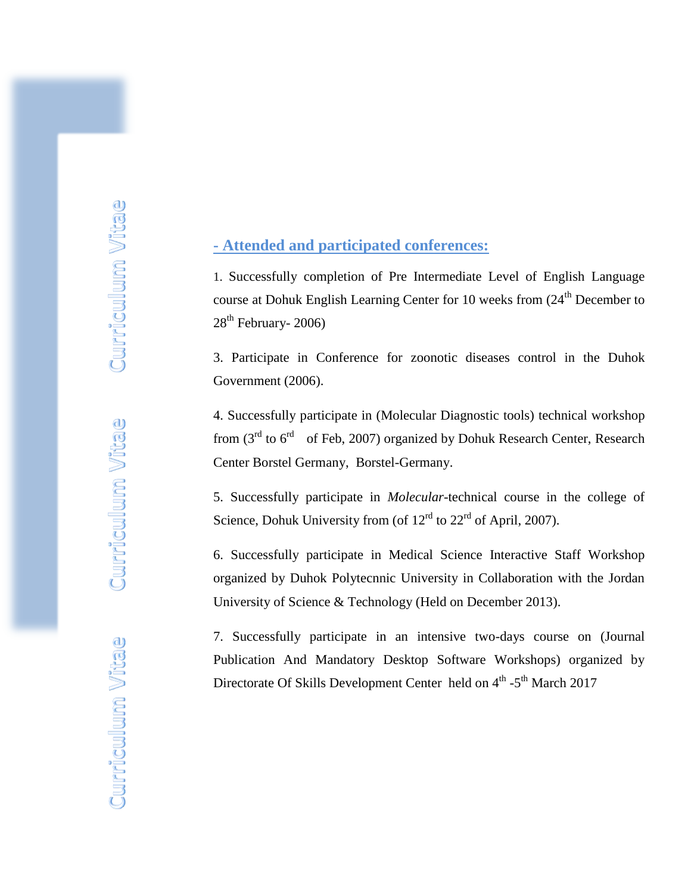## - Attended and participated conferences:

1. Successfully completion of Pre Intermediate Level of English Language course at Dohuk English Learning Center for 10 weeks from (24th December to 28th February- 2006)

3. Participate in Conference for zoonotic diseases control in the Duhok Government (2006).

4. Successfully participate in (Molecular Diagnostic tools) technical workshop from (3rd to 6rd of Feb, 2007) organized by Dohuk Research Center, Research Center Borstel Germany, Borstel-Germany.

5. Successfully participate in *Molecular*-technical course in the college of Science, Dohuk University from (of 12rd to 22rd of April, 2007).

6. Successfully participate in Medical Science Interactive Staff Workshop organized by Duhok Polytecnnic University in Collaboration with the Jordan University of Science & Technology (Held on December 2013).

7. Successfully participate in an intensive two-days course on (Journal Publication And Mandatory Desktop Software Workshops) organized by Directorate Of Skills Development Center held on 4th -5th March 2017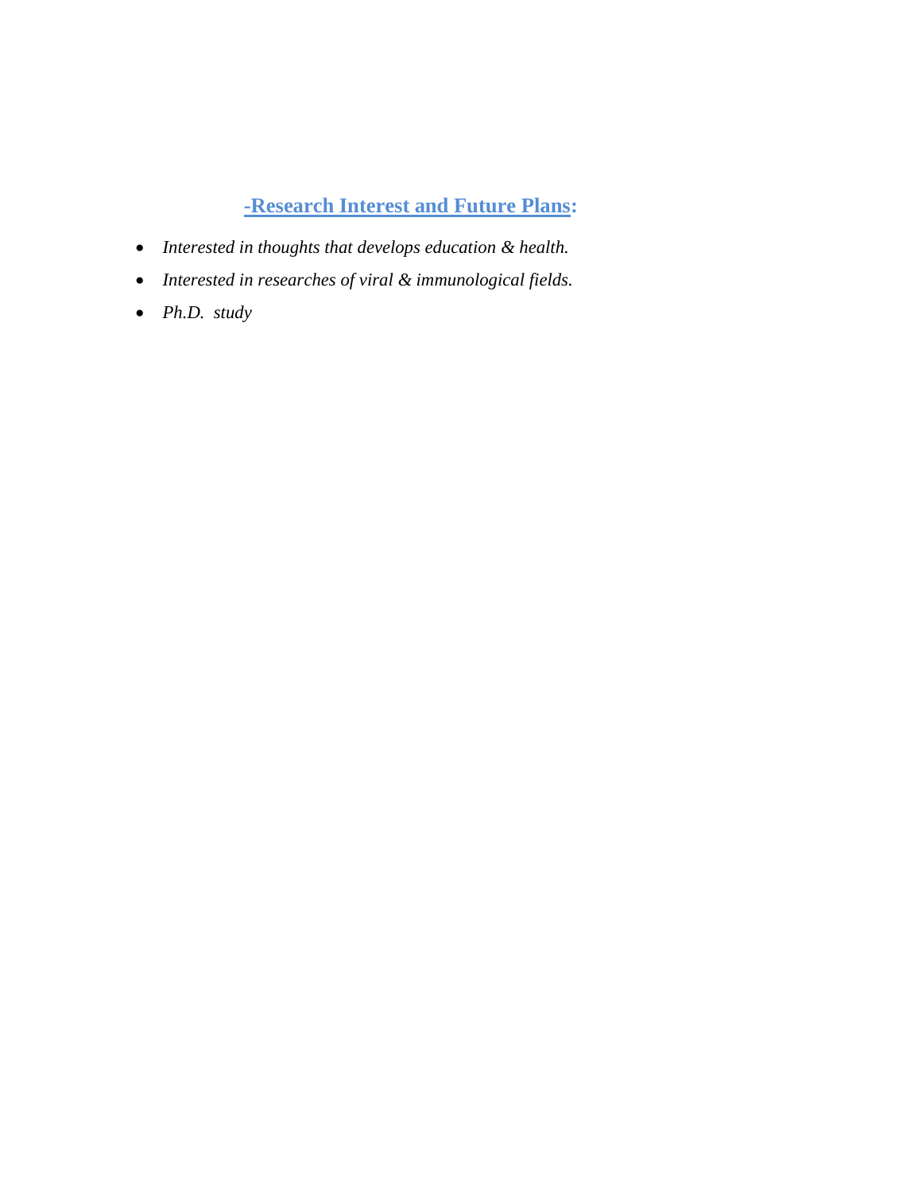## -Research Interest and Future Plans:

- *Interested in thoughts that develops education & health.*
- *Interested in researches of viral & immunological fields.*
- *Ph.D. study*